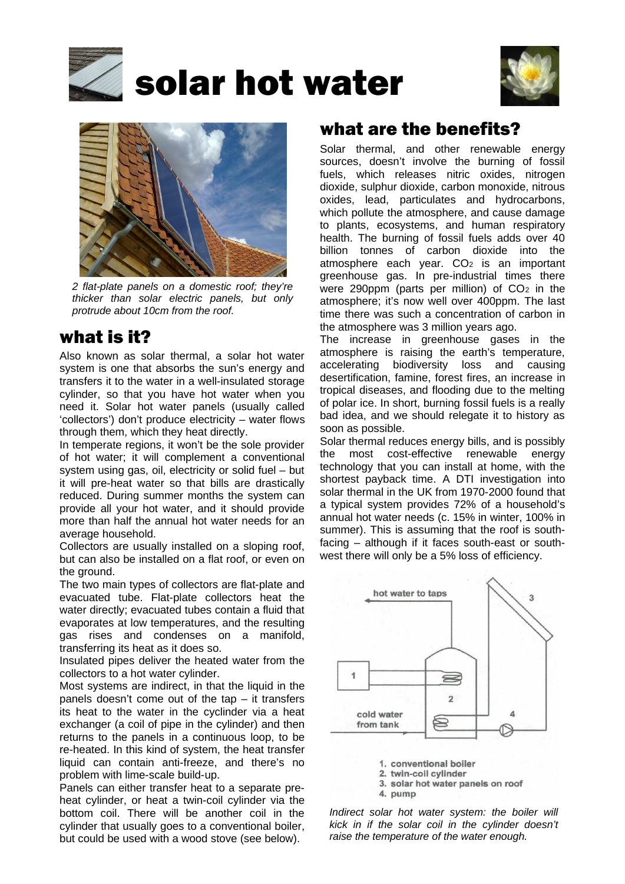# solar hot water

*2 flat-plate panels on a domestic roof; they're thicker than solar electric panels, but only protrude about 10cm from the roof.*

## what is it?

Also known as solar thermal, a solar hot water system is one that absorbs the sun's energy and transfers it to the water in a well-insulated storage cylinder, so that you have hot water when you need it. Solar hot water panels (usually called 'collectors') don't produce electricity – water flows through them, which they heat directly.

In temperate regions, it won't be the sole provider of hot water; it will complement a conventional system using gas, oil, electricity or solid fuel – but it will pre-heat water so that bills are drastically reduced. During summer months the system can provide all your hot water, and it should provide more than half the annual hot water needs for an average household.

Collectors are usually installed on a sloping roof, but can also be installed on a flat roof, or even on the ground.

The two main types of collectors are flat-plate and evacuated tube. Flat-plate collectors heat the water directly; evacuated tubes contain a fluid that evaporates at low temperatures, and the resulting gas rises and condenses on a manifold, transferring its heat as it does so.

Insulated pipes deliver the heated water from the collectors to a hot water cylinder.

Most systems are indirect, in that the liquid in the panels doesn't come out of the tap – it transfers its heat to the water in the cyclinder via a heat exchanger (a coil of pipe in the cylinder) and then returns to the panels in a continuous loop, to be re-heated. In this kind of system, the heat transfer liquid can contain anti-freeze, and there's no problem with lime-scale build-up.

Panels can either transfer heat to a separate pre-heat cylinder, or heat a twin-coil cylinder via the bottom coil. There will be another coil in the cylinder that usually goes to a conventional boiler, but could be used with a wood stove (see below).

## what are the benefits?

Solar thermal, and other renewable energy sources, doesn't involve the burning of fossil fuels, which releases nitric oxides, nitrogen dioxide, sulphur dioxide, carbon monoxide, nitrous oxides, lead, particulates and hydrocarbons, which pollute the atmosphere, and cause damage to plants, ecosystems, and human respiratory health. The burning of fossil fuels adds over 40 billion tonnes of carbon dioxide into the atmosphere each year. $CO_2$ is an important greenhouse gas. In pre-industrial times there were 290ppm (parts per million) of $CO_2$ in the atmosphere; it's now well over 400ppm. The last time there was such a concentration of carbon in the atmosphere was 3 million years ago.

The increase in greenhouse gases in the atmosphere is raising the earth's temperature, accelerating biodiversity loss and causing desertification, famine, forest fires, an increase in tropical diseases, and flooding due to the melting of polar ice. In short, burning fossil fuels is a really bad idea, and we should relegate it to history as soon as possible.

Solar thermal reduces energy bills, and is possibly the most cost-effective renewable energy technology that you can install at home, with the shortest payback time. A DTI investigation into solar thermal in the UK from 1970-2000 found that a typical system provides 72% of a household's annual hot water needs (c. 15% in winter, 100% in summer). This is assuming that the roof is south-facing – although if it faces south-east or south-west there will only be a 5% loss of efficiency.

hot water to taps

cold water from tank

1. conventional boiler
2. twin-coil cylinder
3. solar hot water panels on roof
4. pump

*Indirect solar hot water system: the boiler will kick in if the solar coil in the cylinder doesn't raise the temperature of the water enough.*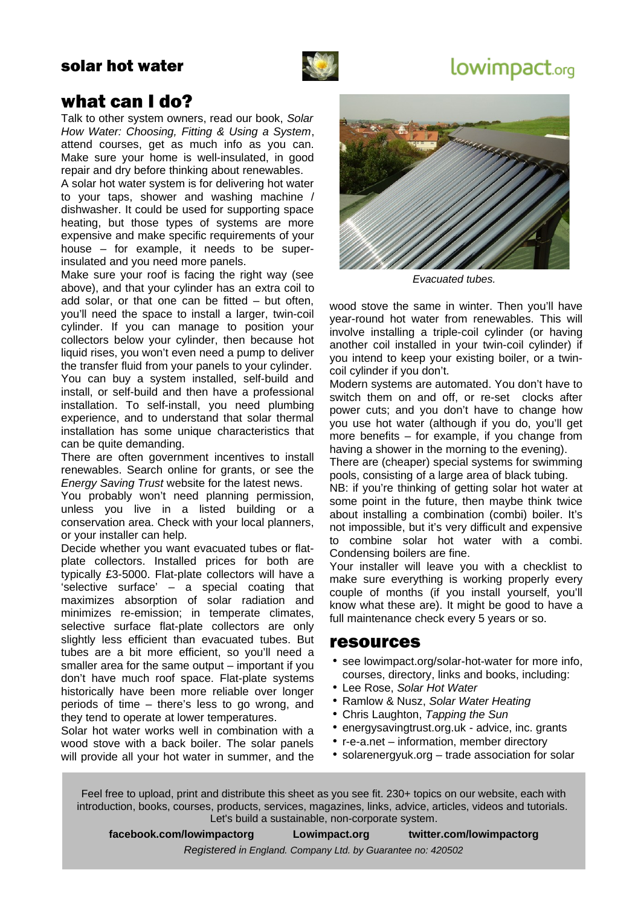## what can I do?

Talk to other system owners, read our book, *Solar How Water: Choosing, Fitting & Using a System*, attend courses, get as much info as you can. Make sure your home is well-insulated, in good repair and dry before thinking about renewables.

A solar hot water system is for delivering hot water to your taps, shower and washing machine / dishwasher. It could be used for supporting space heating, but those types of systems are more expensive and make specific requirements of your house – for example, it needs to be super-insulated and you need more panels.

Make sure your roof is facing the right way (see above), and that your cylinder has an extra coil to add solar, or that one can be fitted – but often, you'll need the space to install a larger, twin-coil cylinder. If you can manage to position your collectors below your cylinder, then because hot liquid rises, you won't even need a pump to deliver the transfer fluid from your panels to your cylinder.

You can buy a system installed, self-build and install, or self-build and then have a professional installation. To self-install, you need plumbing experience, and to understand that solar thermal installation has some unique characteristics that can be quite demanding.

There are often government incentives to install renewables. Search online for grants, or see the *Energy Saving Trust* website for the latest news.

You probably won't need planning permission, unless you live in a listed building or a conservation area. Check with your local planners, or your installer can help.

Decide whether you want evacuated tubes or flat-plate collectors. Installed prices for both are typically £3-5000. Flat-plate collectors will have a 'selective surface' – a special coating that maximizes absorption of solar radiation and minimizes re-emission; in temperate climates, selective surface flat-plate collectors are only slightly less efficient than evacuated tubes. But tubes are a bit more efficient, so you'll need a smaller area for the same output – important if you don't have much roof space. Flat-plate systems historically have been more reliable over longer periods of time – there's less to go wrong, and they tend to operate at lower temperatures.

Solar hot water works well in combination with a wood stove with a back boiler. The solar panels will provide all your hot water in summer, and the wood stove the same in winter. Then you'll have year-round hot water from renewables. This will involve installing a triple-coil cylinder (or having another coil installed in your twin-coil cylinder) if you intend to keep your existing boiler, or a twin-coil cylinder if you don't.

*Evacuated tubes.*

Modern systems are automated. You don't have to switch them on and off, or re-set clocks after power cuts; and you don't have to change how you use hot water (although if you do, you'll get more benefits – for example, if you change from having a shower in the morning to the evening).

There are (cheaper) special systems for swimming pools, consisting of a large area of black tubing.

NB: if you're thinking of getting solar hot water at some point in the future, then maybe think twice about installing a combination (combi) boiler. It's not impossible, but it's very difficult and expensive to combine solar hot water with a combi. Condensing boilers are fine.

Your installer will leave you with a checklist to make sure everything is working properly every couple of months (if you install yourself, you'll know what these are). It might be good to have a full maintenance check every 5 years or so.

## resources

- see lowimpact.org/solar-hot-water for more info, courses, directory, links and books, including:
- Lee Rose, *Solar Hot Water*
- Ramlow & Nusz, *Solar Water Heating*
- Chris Laughton, *Tapping the Sun*
- energysavingtrust.org.uk - advice, inc. grants
- r-e-a.net – information, member directory
- solarenergyuk.org – trade association for solar

Feel free to upload, print and distribute this sheet as you see fit. 230+ topics on our website, each with introduction, books, courses, products, services, magazines, links, advice, articles, videos and tutorials. Let's build a sustainable, non-corporate system.

**facebook.com/lowimpactorg** **Lowimpact.org** **twitter.com/lowimpactorg**

*Registered in England. Company Ltd. by Guarantee no: 420502*